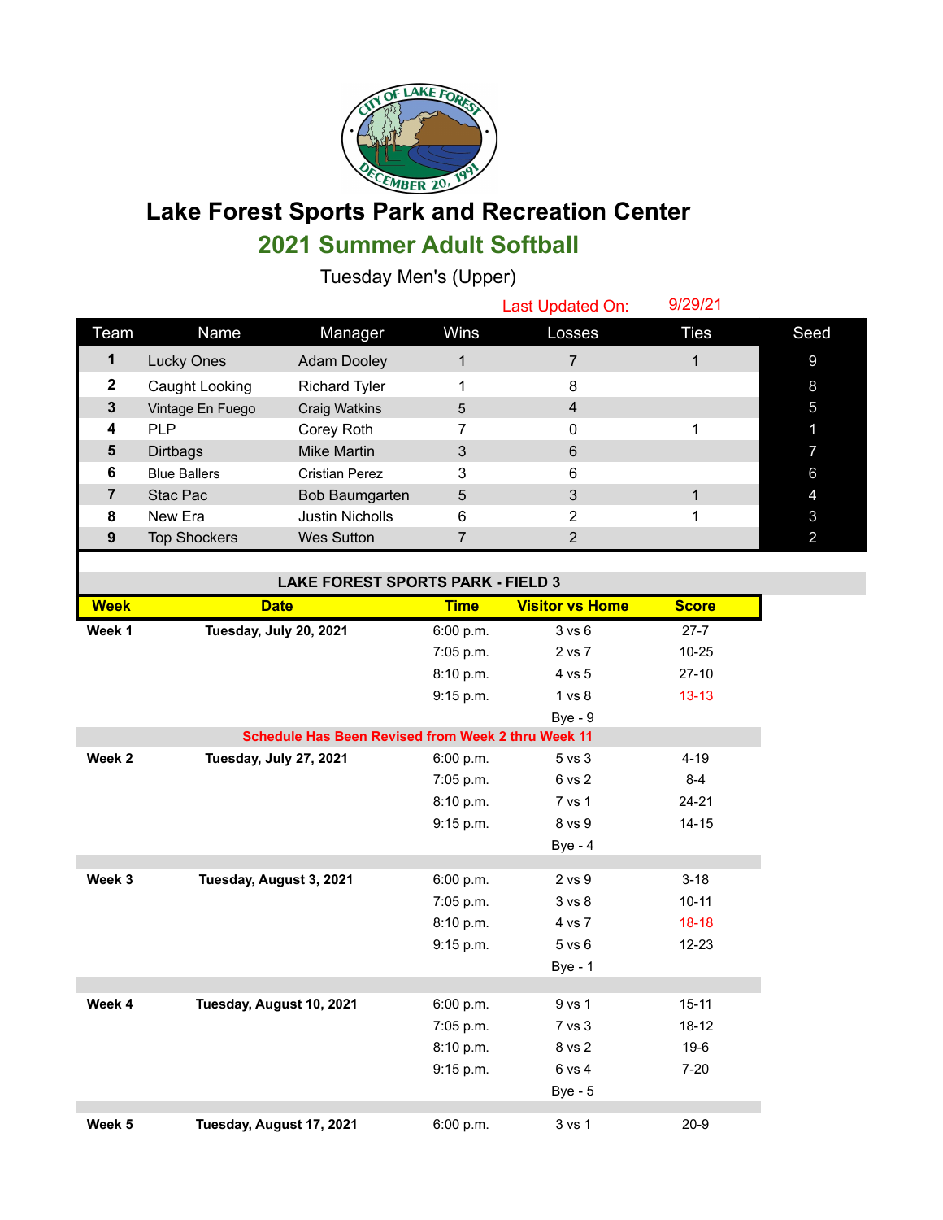# Lake Forest Sports Park and Recreation Center

## 2021 Summer Adult Softball

Tuesday Men's (Upper)

Last Updated On: 9/29/21

| Team | Name | Manager | Wins | Losses | Ties | Seed |
|---|---|---|---|---|---|---|
| 1 | Lucky Ones | Adam Dooley | 1 | 7 | 1 | 9 |
| 2 | Caught Looking | Richard Tyler | 1 | 8 | | 8 |
| 3 | Vintage En Fuego | Craig Watkins | 5 | 4 | | 5 |
| 4 | PLP | Corey Roth | 7 | 0 | 1 | 1 |
| 5 | Dirtbags | Mike Martin | 3 | 6 | | 7 |
| 6 | Blue Ballers | Cristian Perez | 3 | 6 | | 6 |
| 7 | Stac Pac | Bob Baumgarten | 5 | 3 | 1 | 4 |
| 8 | New Era | Justin Nicholls | 6 | 2 | 1 | 3 |
| 9 | Top Shockers | Wes Sutton | 7 | 2 | | 2 |

**LAKE FOREST SPORTS PARK - FIELD 3**

| Week | Date | Time | Visitor vs Home | Score |
|---|---|---|---|---|
| **Week 1** | **Tuesday, July 20, 2021** | 6:00 p.m. | 3 vs 6 | 27-7 |
| | | 7:05 p.m. | 2 vs 7 | 10-25 |
| | | 8:10 p.m. | 4 vs 5 | 27-10 |
| | | 9:15 p.m. | 1 vs 8 | 13-13 |
| | | | Bye - 9 | |
| | **Schedule Has Been Revised from Week 2 thru Week 11** | | | |
| **Week 2** | **Tuesday, July 27, 2021** | 6:00 p.m. | 5 vs 3 | 4-19 |
| | | 7:05 p.m. | 6 vs 2 | 8-4 |
| | | 8:10 p.m. | 7 vs 1 | 24-21 |
| | | 9:15 p.m. | 8 vs 9 | 14-15 |
| | | | Bye - 4 | |
| **Week 3** | **Tuesday, August 3, 2021** | 6:00 p.m. | 2 vs 9 | 3-18 |
| | | 7:05 p.m. | 3 vs 8 | 10-11 |
| | | 8:10 p.m. | 4 vs 7 | 18-18 |
| | | 9:15 p.m. | 5 vs 6 | 12-23 |
| | | | Bye - 1 | |
| **Week 4** | **Tuesday, August 10, 2021** | 6:00 p.m. | 9 vs 1 | 15-11 |
| | | 7:05 p.m. | 7 vs 3 | 18-12 |
| | | 8:10 p.m. | 8 vs 2 | 19-6 |
| | | 9:15 p.m. | 6 vs 4 | 7-20 |
| | | | Bye - 5 | |
| **Week 5** | **Tuesday, August 17, 2021** | 6:00 p.m. | 3 vs 1 | 20-9 |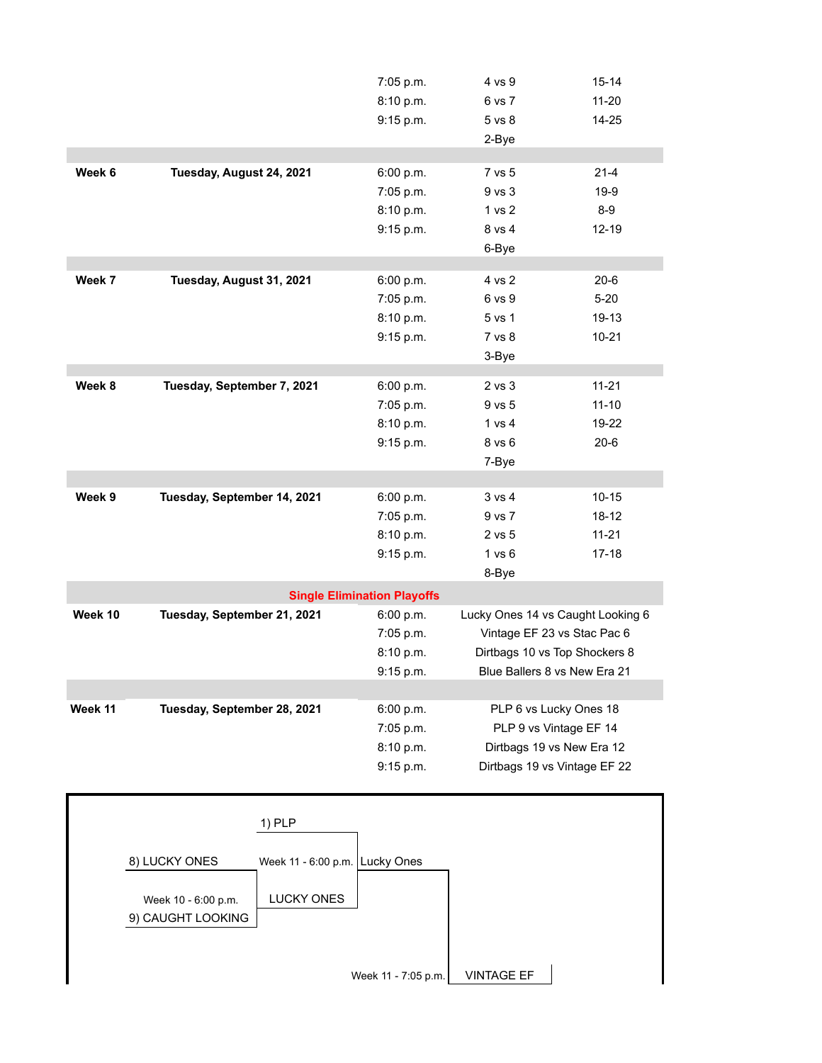| | | | | |
|---|---|---|---|---|
| | | 7:05 p.m. | 4 vs 9 | 15-14 |
| | | 8:10 p.m. | 6 vs 7 | 11-20 |
| | | 9:15 p.m. | 5 vs 8 | 14-25 |
| | | | 2-Bye | |
| **Week 6** | **Tuesday, August 24, 2021** | 6:00 p.m. | 7 vs 5 | 21-4 |
| | | 7:05 p.m. | 9 vs 3 | 19-9 |
| | | 8:10 p.m. | 1 vs 2 | 8-9 |
| | | 9:15 p.m. | 8 vs 4 | 12-19 |
| | | | 6-Bye | |
| **Week 7** | **Tuesday, August 31, 2021** | 6:00 p.m. | 4 vs 2 | 20-6 |
| | | 7:05 p.m. | 6 vs 9 | 5-20 |
| | | 8:10 p.m. | 5 vs 1 | 19-13 |
| | | 9:15 p.m. | 7 vs 8 | 10-21 |
| | | | 3-Bye | |
| **Week 8** | **Tuesday, September 7, 2021** | 6:00 p.m. | 2 vs 3 | 11-21 |
| | | 7:05 p.m. | 9 vs 5 | 11-10 |
| | | 8:10 p.m. | 1 vs 4 | 19-22 |
| | | 9:15 p.m. | 8 vs 6 | 20-6 |
| | | | 7-Bye | |
| **Week 9** | **Tuesday, September 14, 2021** | 6:00 p.m. | 3 vs 4 | 10-15 |
| | | 7:05 p.m. | 9 vs 7 | 18-12 |
| | | 8:10 p.m. | 2 vs 5 | 11-21 |
| | | 9:15 p.m. | 1 vs 6 | 17-18 |
| | | | 8-Bye | |

**Single Elimination Playoffs**

| | | | |
|---|---|---|---|
| **Week 10** | **Tuesday, September 21, 2021** | 6:00 p.m. | Lucky Ones 14 vs Caught Looking 6 |
| | | 7:05 p.m. | Vintage EF 23 vs Stac Pac 6 |
| | | 8:10 p.m. | Dirtbags 10 vs Top Shockers 8 |
| | | 9:15 p.m. | Blue Ballers 8 vs New Era 21 |
| **Week 11** | **Tuesday, September 28, 2021** | 6:00 p.m. | PLP 6 vs Lucky Ones 18 |
| | | 7:05 p.m. | PLP 9 vs Vintage EF 14 |
| | | 8:10 p.m. | Dirtbags 19 vs New Era 12 |
| | | 9:15 p.m. | Dirtbags 19 vs Vintage EF 22 |

1) PLP

8) LUCKY ONES

Week 11 - 6:00 p.m.

Lucky Ones

Week 10 - 6:00 p.m.

LUCKY ONES

9) CAUGHT LOOKING

Week 11 - 7:05 p.m.

VINTAGE EF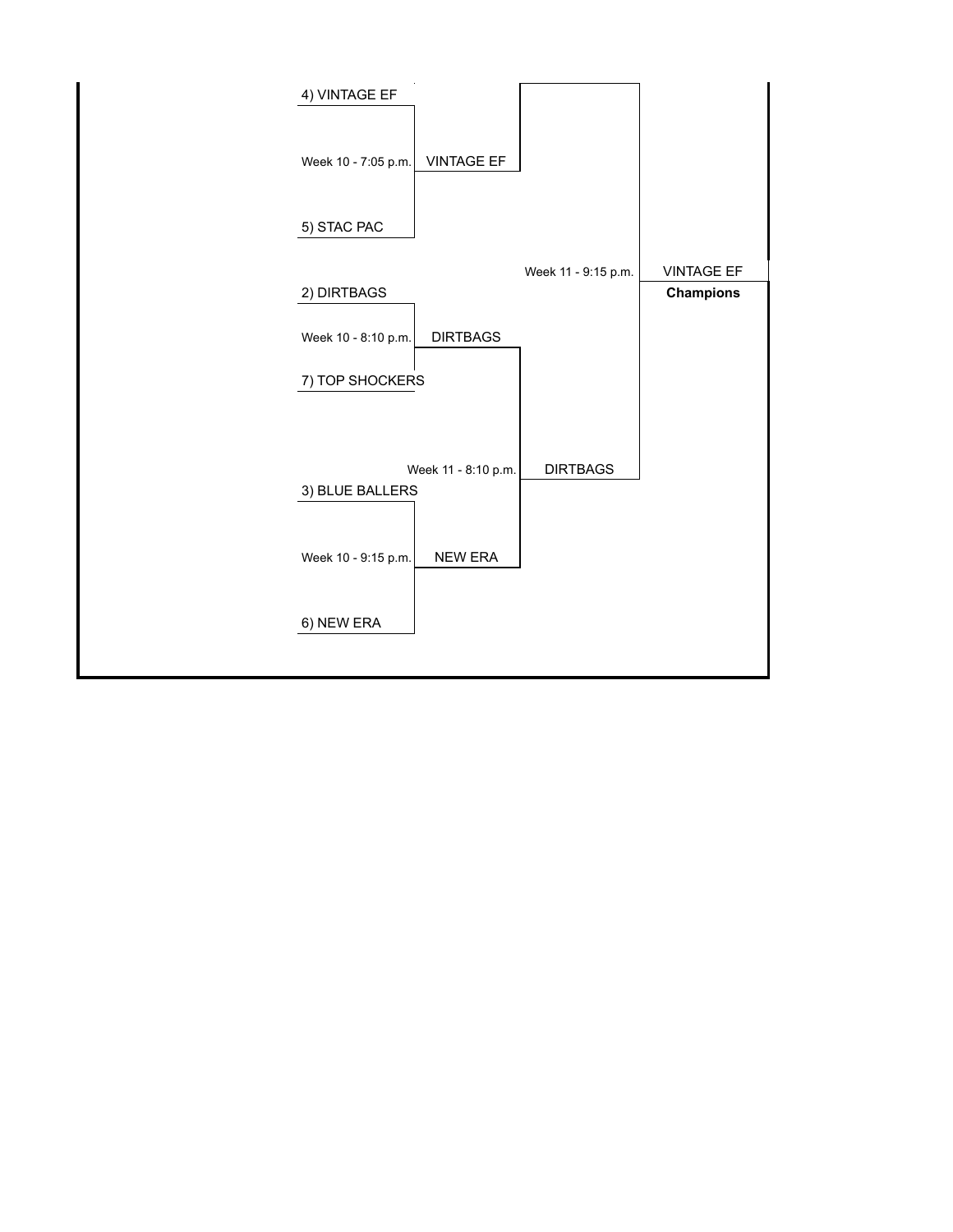4) VINTAGE EF

Week 10 - 7:05 p.m.

VINTAGE EF

5) STAC PAC

Week 11 - 9:15 p.m.

VINTAGE EF

**Champions**

2) DIRTBAGS

Week 10 - 8:10 p.m.

DIRTBAGS

7) TOP SHOCKERS

Week 11 - 8:10 p.m.

DIRTBAGS

3) BLUE BALLERS

Week 10 - 9:15 p.m.

NEW ERA

6) NEW ERA